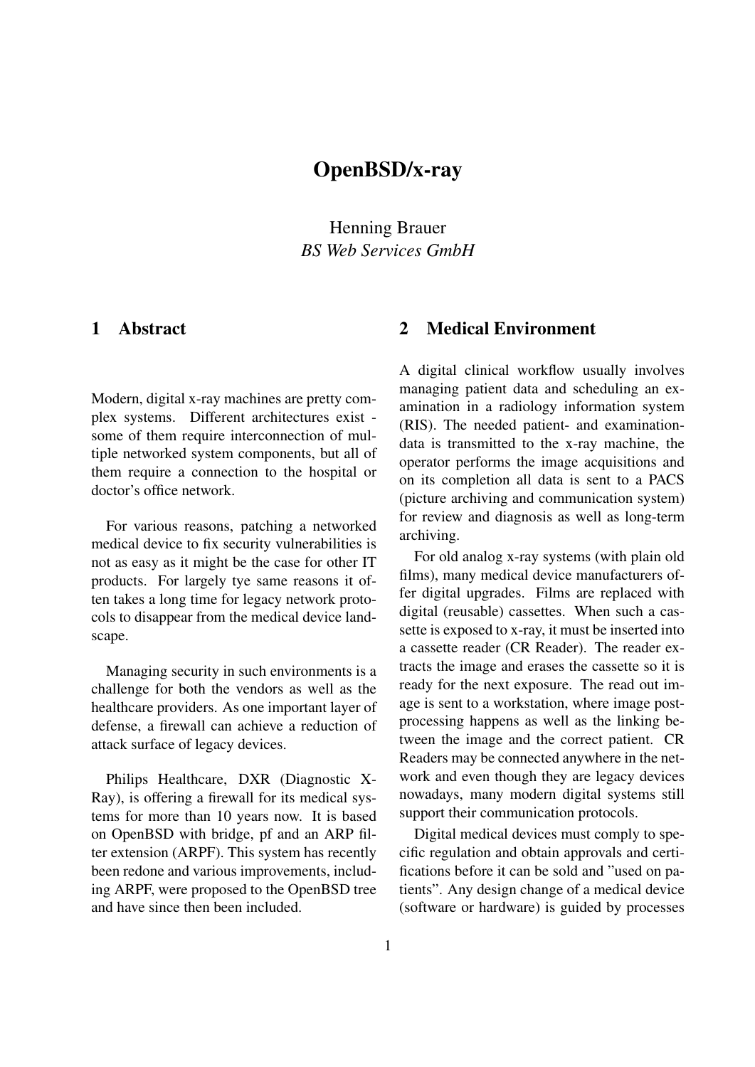# OpenBSD/x-ray

Henning Brauer
*BS Web Services GmbH*

## 1 Abstract

Modern, digital x-ray machines are pretty complex systems. Different architectures exist - some of them require interconnection of multiple networked system components, but all of them require a connection to the hospital or doctor's office network.

For various reasons, patching a networked medical device to fix security vulnerabilities is not as easy as it might be the case for other IT products. For largely tye same reasons it often takes a long time for legacy network protocols to disappear from the medical device landscape.

Managing security in such environments is a challenge for both the vendors as well as the healthcare providers. As one important layer of defense, a firewall can achieve a reduction of attack surface of legacy devices.

Philips Healthcare, DXR (Diagnostic X-Ray), is offering a firewall for its medical systems for more than 10 years now. It is based on OpenBSD with bridge, pf and an ARP filter extension (ARPF). This system has recently been redone and various improvements, including ARPF, were proposed to the OpenBSD tree and have since then been included.

## 2 Medical Environment

A digital clinical workflow usually involves managing patient data and scheduling an examination in a radiology information system (RIS). The needed patient- and examination-data is transmitted to the x-ray machine, the operator performs the image acquisitions and on its completion all data is sent to a PACS (picture archiving and communication system) for review and diagnosis as well as long-term archiving.

For old analog x-ray systems (with plain old films), many medical device manufacturers offer digital upgrades. Films are replaced with digital (reusable) cassettes. When such a cassette is exposed to x-ray, it must be inserted into a cassette reader (CR Reader). The reader extracts the image and erases the cassette so it is ready for the next exposure. The read out image is sent to a workstation, where image post-processing happens as well as the linking between the image and the correct patient. CR Readers may be connected anywhere in the network and even though they are legacy devices nowadays, many modern digital systems still support their communication protocols.

Digital medical devices must comply to specific regulation and obtain approvals and certifications before it can be sold and "used on patients". Any design change of a medical device (software or hardware) is guided by processes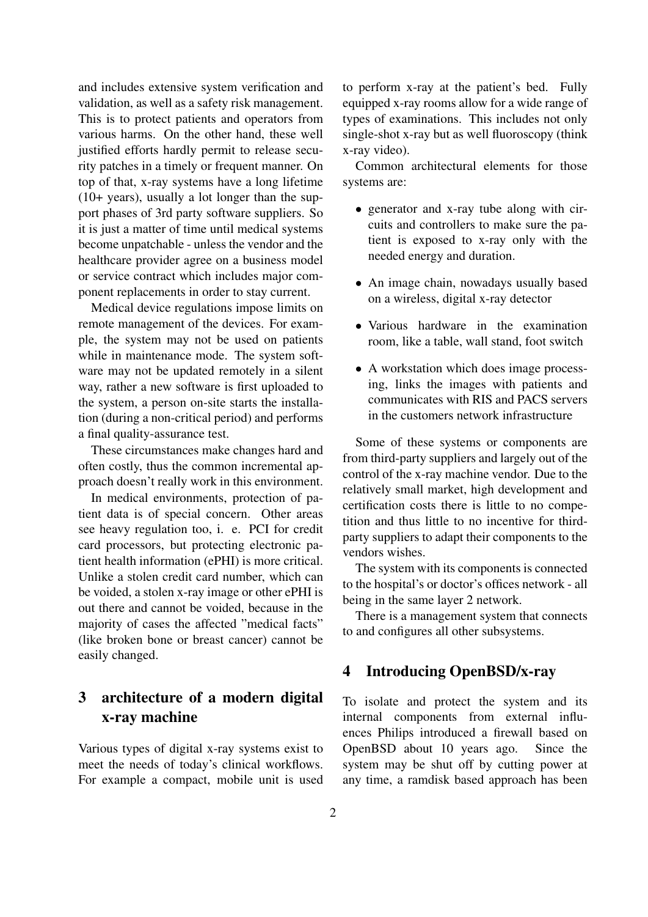and includes extensive system verification and validation, as well as a safety risk management. This is to protect patients and operators from various harms. On the other hand, these well justified efforts hardly permit to release security patches in a timely or frequent manner. On top of that, x-ray systems have a long lifetime (10+ years), usually a lot longer than the support phases of 3rd party software suppliers. So it is just a matter of time until medical systems become unpatchable - unless the vendor and the healthcare provider agree on a business model or service contract which includes major component replacements in order to stay current.

Medical device regulations impose limits on remote management of the devices. For example, the system may not be used on patients while in maintenance mode. The system software may not be updated remotely in a silent way, rather a new software is first uploaded to the system, a person on-site starts the installation (during a non-critical period) and performs a final quality-assurance test.

These circumstances make changes hard and often costly, thus the common incremental approach doesn't really work in this environment.

In medical environments, protection of patient data is of special concern. Other areas see heavy regulation too, i. e. PCI for credit card processors, but protecting electronic patient health information (ePHI) is more critical. Unlike a stolen credit card number, which can be voided, a stolen x-ray image or other ePHI is out there and cannot be voided, because in the majority of cases the affected "medical facts" (like broken bone or breast cancer) cannot be easily changed.

## 3 architecture of a modern digital x-ray machine

Various types of digital x-ray systems exist to meet the needs of today's clinical workflows. For example a compact, mobile unit is used to perform x-ray at the patient's bed. Fully equipped x-ray rooms allow for a wide range of types of examinations. This includes not only single-shot x-ray but as well fluoroscopy (think x-ray video).

Common architectural elements for those systems are:

- generator and x-ray tube along with circuits and controllers to make sure the patient is exposed to x-ray only with the needed energy and duration.
- An image chain, nowadays usually based on a wireless, digital x-ray detector
- Various hardware in the examination room, like a table, wall stand, foot switch
- A workstation which does image processing, links the images with patients and communicates with RIS and PACS servers in the customers network infrastructure

Some of these systems or components are from third-party suppliers and largely out of the control of the x-ray machine vendor. Due to the relatively small market, high development and certification costs there is little to no competition and thus little to no incentive for third-party suppliers to adapt their components to the vendors wishes.

The system with its components is connected to the hospital's or doctor's offices network - all being in the same layer 2 network.

There is a management system that connects to and configures all other subsystems.

## 4 Introducing OpenBSD/x-ray

To isolate and protect the system and its internal components from external influences Philips introduced a firewall based on OpenBSD about 10 years ago. Since the system may be shut off by cutting power at any time, a ramdisk based approach has been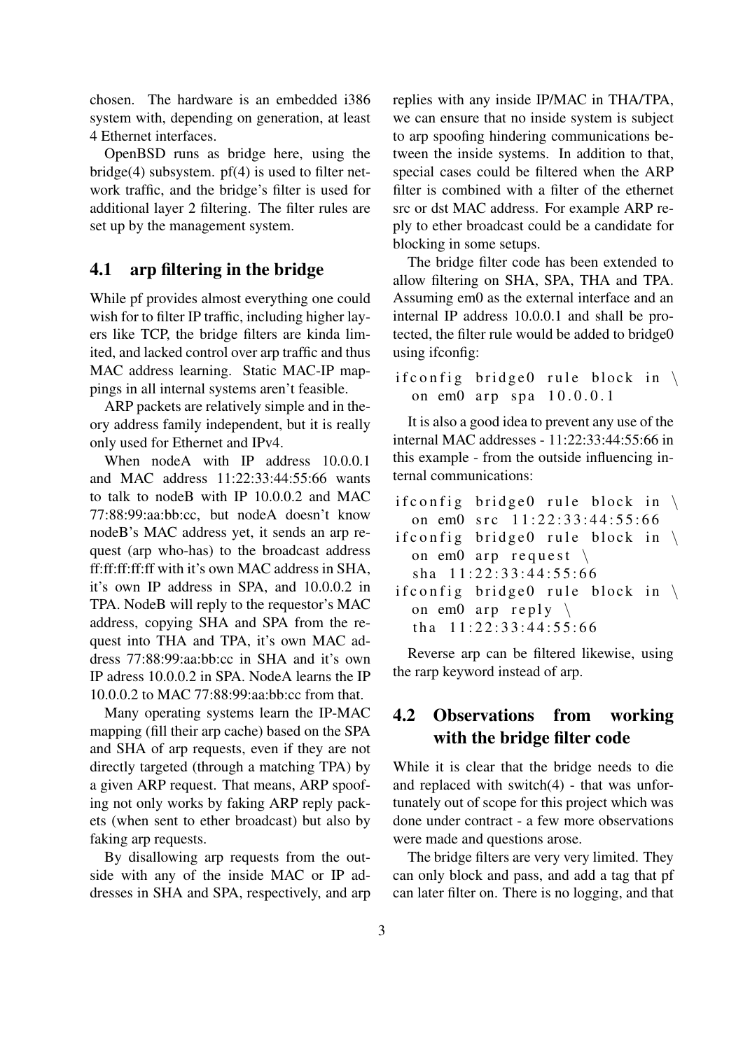chosen. The hardware is an embedded i386 system with, depending on generation, at least 4 Ethernet interfaces.

OpenBSD runs as bridge here, using the bridge(4) subsystem. pf(4) is used to filter network traffic, and the bridge's filter is used for additional layer 2 filtering. The filter rules are set up by the management system.

## 4.1 arp filtering in the bridge

While pf provides almost everything one could wish for to filter IP traffic, including higher layers like TCP, the bridge filters are kinda limited, and lacked control over arp traffic and thus MAC address learning. Static MAC-IP mappings in all internal systems aren't feasible.

ARP packets are relatively simple and in theory address family independent, but it is really only used for Ethernet and IPv4.

When nodeA with IP address 10.0.0.1 and MAC address 11:22:33:44:55:66 wants to talk to nodeB with IP 10.0.0.2 and MAC 77:88:99:aa:bb:cc, but nodeA doesn't know nodeB's MAC address yet, it sends an arp request (arp who-has) to the broadcast address ff:ff:ff:ff:ff with it's own MAC address in SHA, it's own IP address in SPA, and 10.0.0.2 in TPA. NodeB will reply to the requestor's MAC address, copying SHA and SPA from the request into THA and TPA, it's own MAC address 77:88:99:aa:bb:cc in SHA and it's own IP adress 10.0.0.2 in SPA. NodeA learns the IP 10.0.0.2 to MAC 77:88:99:aa:bb:cc from that.

Many operating systems learn the IP-MAC mapping (fill their arp cache) based on the SPA and SHA of arp requests, even if they are not directly targeted (through a matching TPA) by a given ARP request. That means, ARP spoofing not only works by faking ARP reply packets (when sent to ether broadcast) but also by faking arp requests.

By disallowing arp requests from the outside with any of the inside MAC or IP addresses in SHA and SPA, respectively, and arp replies with any inside IP/MAC in THA/TPA, we can ensure that no inside system is subject to arp spoofing hindering communications between the inside systems. In addition to that, special cases could be filtered when the ARP filter is combined with a filter of the ethernet src or dst MAC address. For example ARP reply to ether broadcast could be a candidate for blocking in some setups.

The bridge filter code has been extended to allow filtering on SHA, SPA, THA and TPA. Assuming em0 as the external interface and an internal IP address 10.0.0.1 and shall be protected, the filter rule would be added to bridge0 using ifconfig:

```
ifconfig bridge0 rule block in \
  on em0 arp spa 10.0.0.1
```

It is also a good idea to prevent any use of the internal MAC addresses - 11:22:33:44:55:66 in this example - from the outside influencing internal communications:

```
ifconfig bridge0 rule block in \
  on em0 src 11:22:33:44:55:66
ifconfig bridge0 rule block in \
  on em0 arp request \
  sha 11:22:33:44:55:66
ifconfig bridge0 rule block in \
  on em0 arp reply \
  tha 11:22:33:44:55:66
```

Reverse arp can be filtered likewise, using the rarp keyword instead of arp.

## 4.2 Observations from working with the bridge filter code

While it is clear that the bridge needs to die and replaced with switch(4) - that was unfortunately out of scope for this project which was done under contract - a few more observations were made and questions arose.

The bridge filters are very very limited. They can only block and pass, and add a tag that pf can later filter on. There is no logging, and that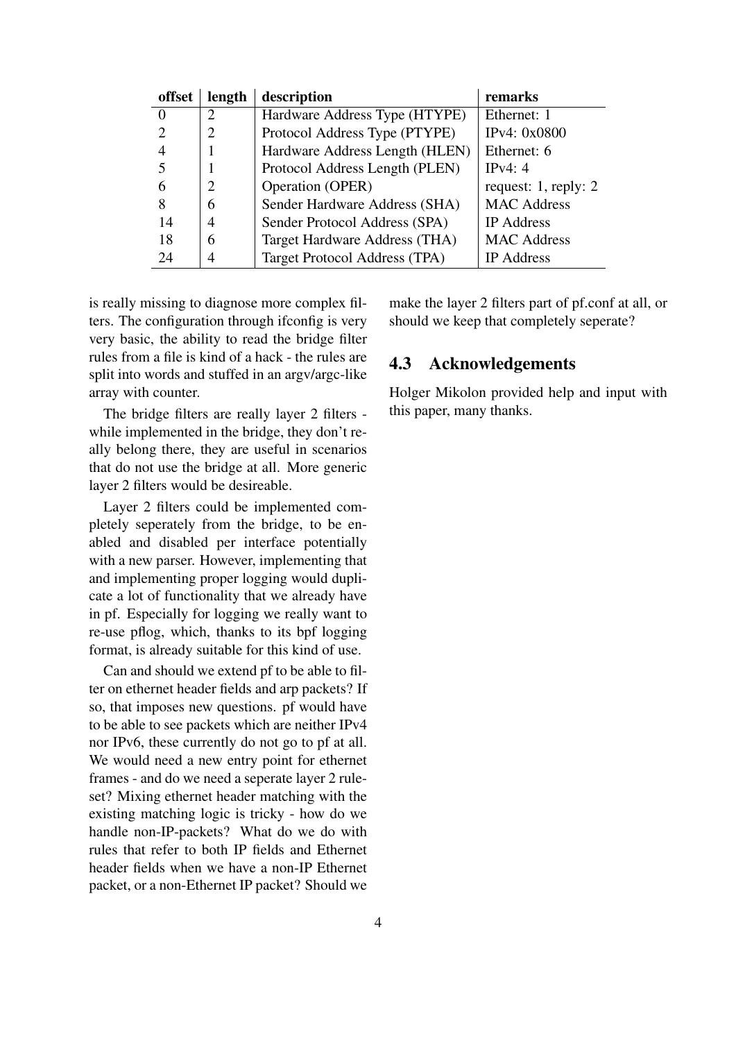| offset | length | description | remarks |
|---|---|---|---|
| 0 | 2 | Hardware Address Type (HTYPE) | Ethernet: 1 |
| 2 | 2 | Protocol Address Type (PTYPE) | IPv4: 0x0800 |
| 4 | 1 | Hardware Address Length (HLEN) | Ethernet: 6 |
| 5 | 1 | Protocol Address Length (PLEN) | IPv4: 4 |
| 6 | 2 | Operation (OPER) | request: 1, reply: 2 |
| 8 | 6 | Sender Hardware Address (SHA) | MAC Address |
| 14 | 4 | Sender Protocol Address (SPA) | IP Address |
| 18 | 6 | Target Hardware Address (THA) | MAC Address |
| 24 | 4 | Target Protocol Address (TPA) | IP Address |

is really missing to diagnose more complex filters. The configuration through ifconfig is very very basic, the ability to read the bridge filter rules from a file is kind of a hack - the rules are split into words and stuffed in an argv/argc-like array with counter.

The bridge filters are really layer 2 filters - while implemented in the bridge, they don't really belong there, they are useful in scenarios that do not use the bridge at all. More generic layer 2 filters would be desireable.

Layer 2 filters could be implemented completely seperately from the bridge, to be enabled and disabled per interface potentially with a new parser. However, implementing that and implementing proper logging would duplicate a lot of functionality that we already have in pf. Especially for logging we really want to re-use pflog, which, thanks to its bpf logging format, is already suitable for this kind of use.

Can and should we extend pf to be able to filter on ethernet header fields and arp packets? If so, that imposes new questions. pf would have to be able to see packets which are neither IPv4 nor IPv6, these currently do not go to pf at all. We would need a new entry point for ethernet frames - and do we need a seperate layer 2 ruleset? Mixing ethernet header matching with the existing matching logic is tricky - how do we handle non-IP-packets? What do we do with rules that refer to both IP fields and Ethernet header fields when we have a non-IP Ethernet packet, or a non-Ethernet IP packet? Should we make the layer 2 filters part of pf.conf at all, or should we keep that completely seperate?

## 4.3 Acknowledgements

Holger Mikolon provided help and input with this paper, many thanks.